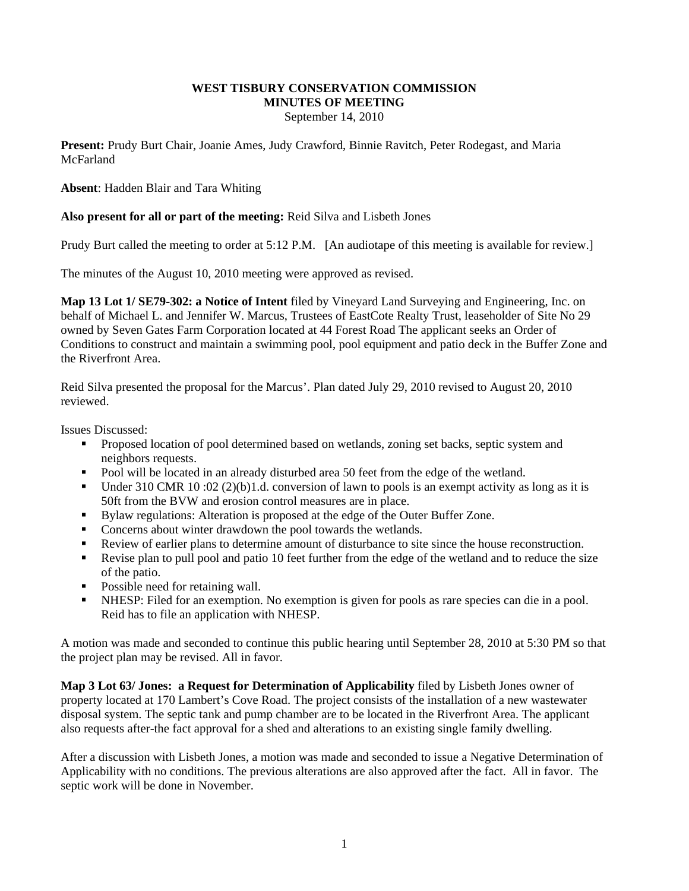**WEST TISBURY CONSERVATION COMMISSION**
**MINUTES OF MEETING**
September 14, 2010

**Present:** Prudy Burt Chair, Joanie Ames, Judy Crawford, Binnie Ravitch, Peter Rodegast, and Maria McFarland

**Absent**: Hadden Blair and Tara Whiting

**Also present for all or part of the meeting:** Reid Silva and Lisbeth Jones

Prudy Burt called the meeting to order at 5:12 P.M. [An audiotape of this meeting is available for review.]

The minutes of the August 10, 2010 meeting were approved as revised.

**Map 13 Lot 1/ SE79-302: a Notice of Intent** filed by Vineyard Land Surveying and Engineering, Inc. on behalf of Michael L. and Jennifer W. Marcus, Trustees of EastCote Realty Trust, leaseholder of Site No 29 owned by Seven Gates Farm Corporation located at 44 Forest Road The applicant seeks an Order of Conditions to construct and maintain a swimming pool, pool equipment and patio deck in the Buffer Zone and the Riverfront Area.

Reid Silva presented the proposal for the Marcus'. Plan dated July 29, 2010 revised to August 20, 2010 reviewed.

Issues Discussed:

- Proposed location of pool determined based on wetlands, zoning set backs, septic system and neighbors requests.
- Pool will be located in an already disturbed area 50 feet from the edge of the wetland.
- Under 310 CMR 10 :02 (2)(b)1.d. conversion of lawn to pools is an exempt activity as long as it is 50ft from the BVW and erosion control measures are in place.
- Bylaw regulations: Alteration is proposed at the edge of the Outer Buffer Zone.
- Concerns about winter drawdown the pool towards the wetlands.
- Review of earlier plans to determine amount of disturbance to site since the house reconstruction.
- Revise plan to pull pool and patio 10 feet further from the edge of the wetland and to reduce the size of the patio.
- Possible need for retaining wall.
- NHESP: Filed for an exemption. No exemption is given for pools as rare species can die in a pool. Reid has to file an application with NHESP.

A motion was made and seconded to continue this public hearing until September 28, 2010 at 5:30 PM so that the project plan may be revised. All in favor.

**Map 3 Lot 63/ Jones: a Request for Determination of Applicability** filed by Lisbeth Jones owner of property located at 170 Lambert's Cove Road. The project consists of the installation of a new wastewater disposal system. The septic tank and pump chamber are to be located in the Riverfront Area. The applicant also requests after-the fact approval for a shed and alterations to an existing single family dwelling.

After a discussion with Lisbeth Jones, a motion was made and seconded to issue a Negative Determination of Applicability with no conditions. The previous alterations are also approved after the fact. All in favor. The septic work will be done in November.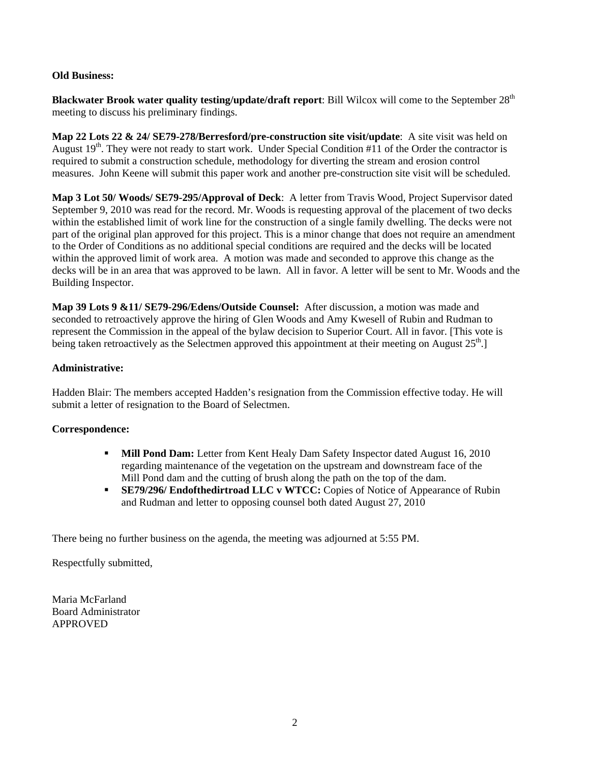**Old Business:**

**Blackwater Brook water quality testing/update/draft report**: Bill Wilcox will come to the September 28th meeting to discuss his preliminary findings.

**Map 22 Lots 22 & 24/ SE79-278/Berresford/pre-construction site visit/update**: A site visit was held on August 19th. They were not ready to start work. Under Special Condition #11 of the Order the contractor is required to submit a construction schedule, methodology for diverting the stream and erosion control measures. John Keene will submit this paper work and another pre-construction site visit will be scheduled.

**Map 3 Lot 50/ Woods/ SE79-295/Approval of Deck**: A letter from Travis Wood, Project Supervisor dated September 9, 2010 was read for the record. Mr. Woods is requesting approval of the placement of two decks within the established limit of work line for the construction of a single family dwelling. The decks were not part of the original plan approved for this project. This is a minor change that does not require an amendment to the Order of Conditions as no additional special conditions are required and the decks will be located within the approved limit of work area. A motion was made and seconded to approve this change as the decks will be in an area that was approved to be lawn. All in favor. A letter will be sent to Mr. Woods and the Building Inspector.

**Map 39 Lots 9 &11/ SE79-296/Edens/Outside Counsel:** After discussion, a motion was made and seconded to retroactively approve the hiring of Glen Woods and Amy Kwesell of Rubin and Rudman to represent the Commission in the appeal of the bylaw decision to Superior Court. All in favor. [This vote is being taken retroactively as the Selectmen approved this appointment at their meeting on August 25th.]

**Administrative:**

Hadden Blair: The members accepted Hadden's resignation from the Commission effective today. He will submit a letter of resignation to the Board of Selectmen.

**Correspondence:**

- **Mill Pond Dam:** Letter from Kent Healy Dam Safety Inspector dated August 16, 2010 regarding maintenance of the vegetation on the upstream and downstream face of the Mill Pond dam and the cutting of brush along the path on the top of the dam.
- **SE79/296/ Endofthedirtroad LLC v WTCC:** Copies of Notice of Appearance of Rubin and Rudman and letter to opposing counsel both dated August 27, 2010

There being no further business on the agenda, the meeting was adjourned at 5:55 PM.

Respectfully submitted,

Maria McFarland
Board Administrator
APPROVED